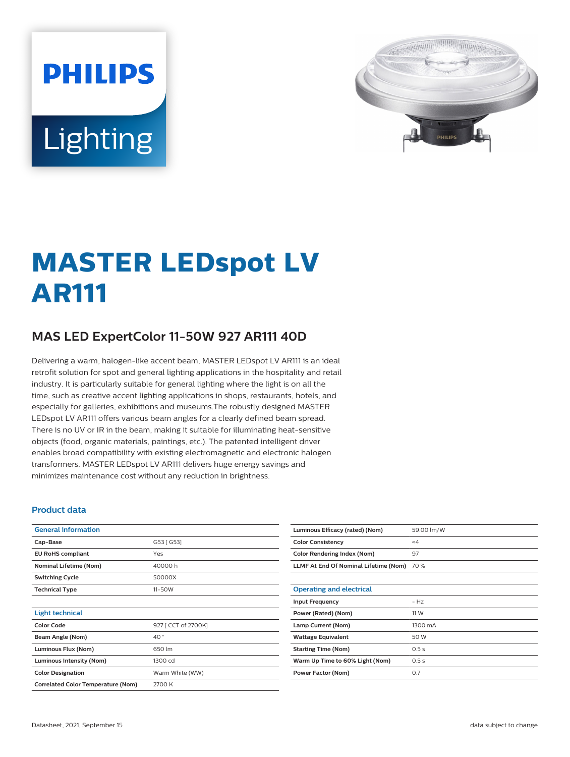PHILIPS

Lighting

# MASTER LEDspot LV AR111

## MAS LED ExpertColor 11-50W 927 AR111 40D

Delivering a warm, halogen-like accent beam, MASTER LEDspot LV AR111 is an ideal retrofit solution for spot and general lighting applications in the hospitality and retail industry. It is particularly suitable for general lighting where the light is on all the time, such as creative accent lighting applications in shops, restaurants, hotels, and especially for galleries, exhibitions and museums.The robustly designed MASTER LEDspot LV AR111 offers various beam angles for a clearly defined beam spread. There is no UV or IR in the beam, making it suitable for illuminating heat-sensitive objects (food, organic materials, paintings, etc.). The patented intelligent driver enables broad compatibility with existing electromagnetic and electronic halogen transformers. MASTER LEDspot LV AR111 delivers huge energy savings and minimizes maintenance cost without any reduction in brightness.

### Product data

| General information | |
|---|---|
| Cap-Base | G53 [ G53] |
| EU RoHS compliant | Yes |
| Nominal Lifetime (Nom) | 40000 h |
| Switching Cycle | 50000X |
| Technical Type | 11-50W |

| Light technical | |
|---|---|
| Color Code | 927 [ CCT of 2700K] |
| Beam Angle (Nom) | 40 ° |
| Luminous Flux (Nom) | 650 lm |
| Luminous Intensity (Nom) | 1300 cd |
| Color Designation | Warm White (WW) |
| Correlated Color Temperature (Nom) | 2700 K |
| Luminous Efficacy (rated) (Nom) | 59.00 lm/W |
| Color Consistency | <4 |
| Color Rendering Index (Nom) | 97 |
| LLMF At End Of Nominal Lifetime (Nom) | 70 % |

| Operating and electrical | |
|---|---|
| Input Frequency | - Hz |
| Power (Rated) (Nom) | 11 W |
| Lamp Current (Nom) | 1300 mA |
| Wattage Equivalent | 50 W |
| Starting Time (Nom) | 0.5 s |
| Warm Up Time to 60% Light (Nom) | 0.5 s |
| Power Factor (Nom) | 0.7 |

Datasheet, 2021, September 15

data subject to change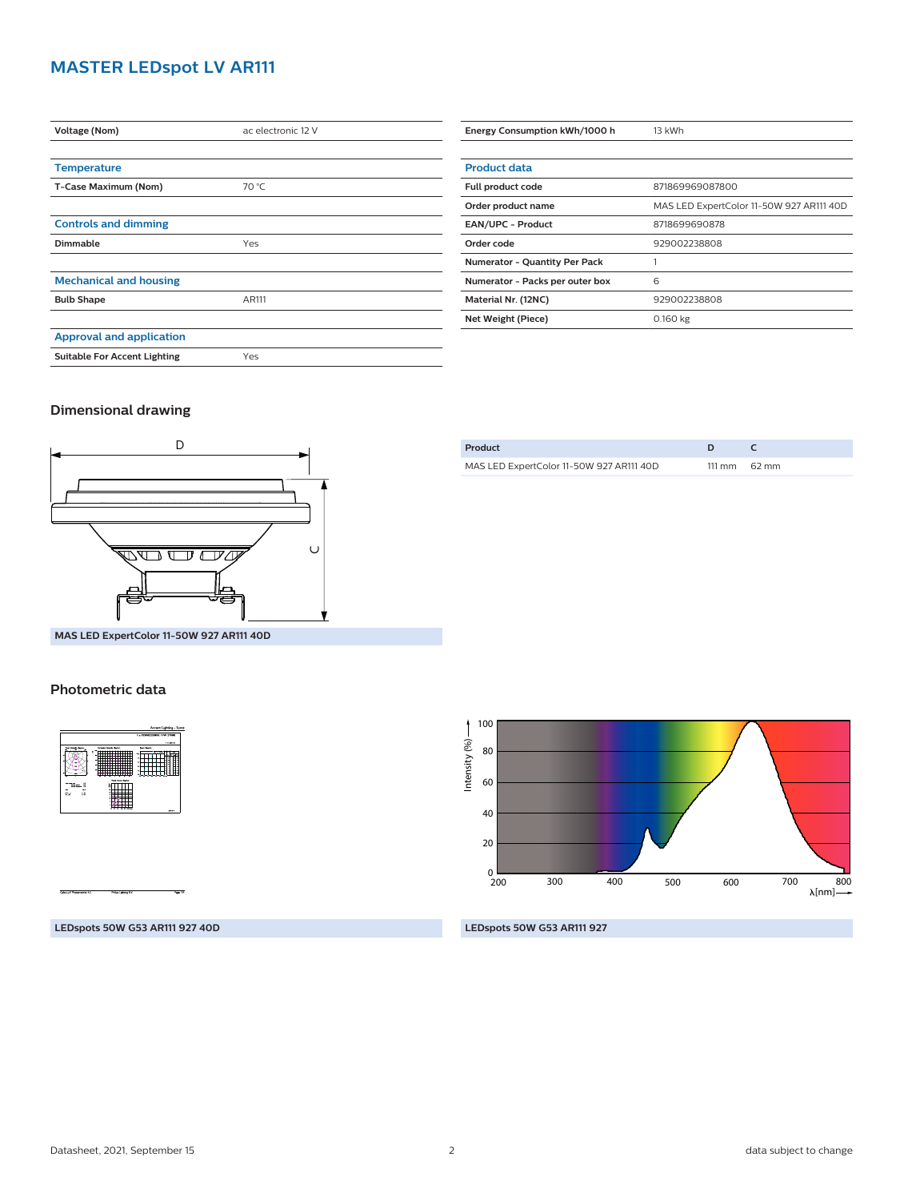# MASTER LEDspot LV AR111

| Voltage (Nom) | ac electronic 12 V |
|---|---|

## Temperature

| T-Case Maximum (Nom) | 70 °C |
|---|---|

## Controls and dimming

| Dimmable | Yes |
|---|---|

## Mechanical and housing

| Bulb Shape | AR111 |
|---|---|

## Approval and application

| Suitable For Accent Lighting | Yes |
|---|---|

| Energy Consumption kWh/1000 h | 13 kWh |
|---|---|

## Product data

| Full product code | 871869969087800 |
|---|---|
| Order product name | MAS LED ExpertColor 11-50W 927 AR111 40D |
| EAN/UPC - Product | 8718699690878 |
| Order code | 929002238808 |
| Numerator - Quantity Per Pack | 1 |
| Numerator - Packs per outer box | 6 |
| Material Nr. (12NC) | 929002238808 |
| Net Weight (Piece) | 0.160 kg |

## Dimensional drawing

MAS LED ExpertColor 11-50W 927 AR111 40D

| Product | D | C |
|---|---|---|
| MAS LED ExpertColor 11-50W 927 AR111 40D | 111 mm | 62 mm |

## Photometric data

LEDspots 50W G53 AR111 927 40D

LEDspots 50W G53 AR111 927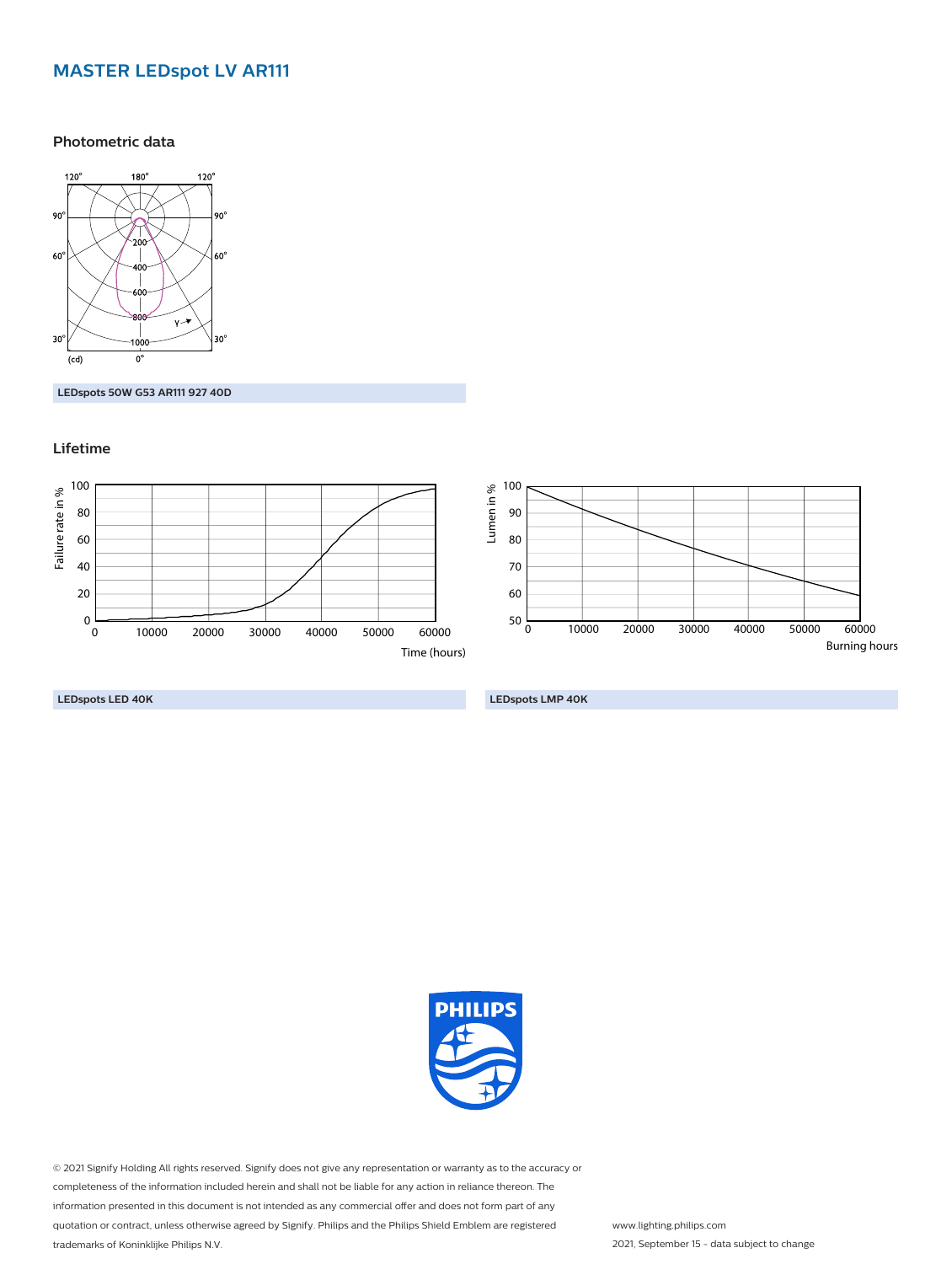# MASTER LEDspot LV AR111

## Photometric data

120° 180° 120°

90° 90°

60° 60°

30° 30°

200

400

600

800

1000

γ

(cd) 0°

LEDspots 50W G53 AR111 927 40D

## Lifetime

Failure rate in %

100
80
60
40
20
0

0 10000 20000 30000 40000 50000 60000

Time (hours)

LEDspots LED 40K

Lumen in %

100
90
80
70
60
50

0 10000 20000 30000 40000 50000 60000

Burning hours

LEDspots LMP 40K

© 2021 Signify Holding All rights reserved. Signify does not give any representation or warranty as to the accuracy or completeness of the information included herein and shall not be liable for any action in reliance thereon. The information presented in this document is not intended as any commercial offer and does not form part of any quotation or contract, unless otherwise agreed by Signify. Philips and the Philips Shield Emblem are registered trademarks of Koninklijke Philips N.V.

www.lighting.philips.com

2021, September 15 - data subject to change